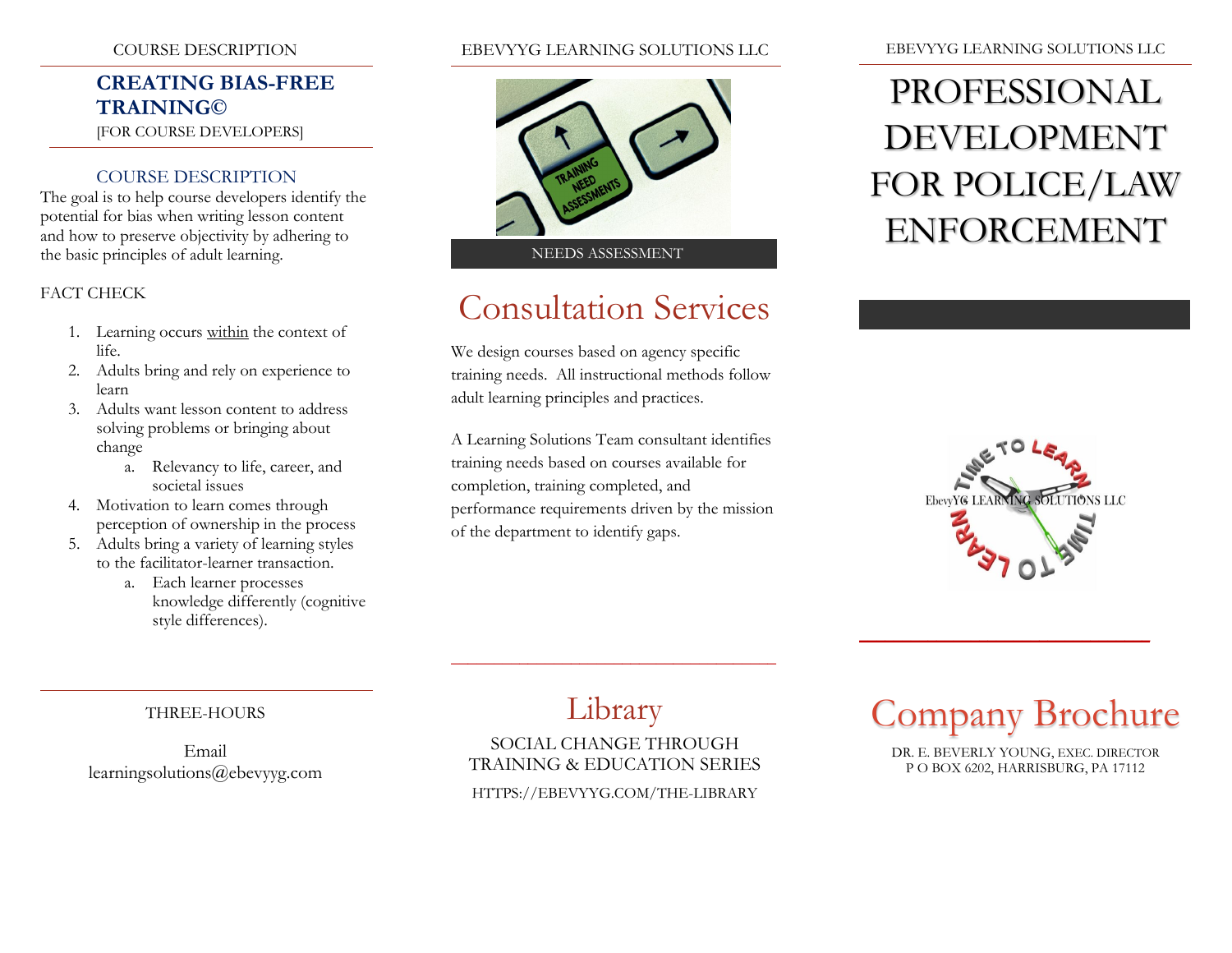COURSE DESCRIPTION

## CREATING BIAS-FREE TRAINING©

[FOR COURSE DEVELOPERS]

### COURSE DESCRIPTION

The goal is to help course developers identify the potential for bias when writing lesson content and how to preserve objectivity by adhering to the basic principles of adult learning.

FACT CHECK

1. Learning occurs within the context of life.
2. Adults bring and rely on experience to learn
3. Adults want lesson content to address solving problems or bringing about change
   a. Relevancy to life, career, and societal issues
4. Motivation to learn comes through perception of ownership in the process
5. Adults bring a variety of learning styles to the facilitator-learner transaction.
   a. Each learner processes knowledge differently (cognitive style differences).

THREE-HOURS

Email
learningsolutions@ebevyyg.com

EBEVYYG LEARNING SOLUTIONS LLC

NEEDS ASSESSMENT

## Consultation Services

We design courses based on agency specific training needs. All instructional methods follow adult learning principles and practices.

A Learning Solutions Team consultant identifies training needs based on courses available for completion, training completed, and performance requirements driven by the mission of the department to identify gaps.

## Library

SOCIAL CHANGE THROUGH TRAINING & EDUCATION SERIES

HTTPS://EBEVYYG.COM/THE-LIBRARY

EBEVYYG LEARNING SOLUTIONS LLC

# PROFESSIONAL DEVELOPMENT FOR POLICE/LAW ENFORCEMENT

## Company Brochure

DR. E. BEVERLY YOUNG, EXEC. DIRECTOR
P O BOX 6202, HARRISBURG, PA 17112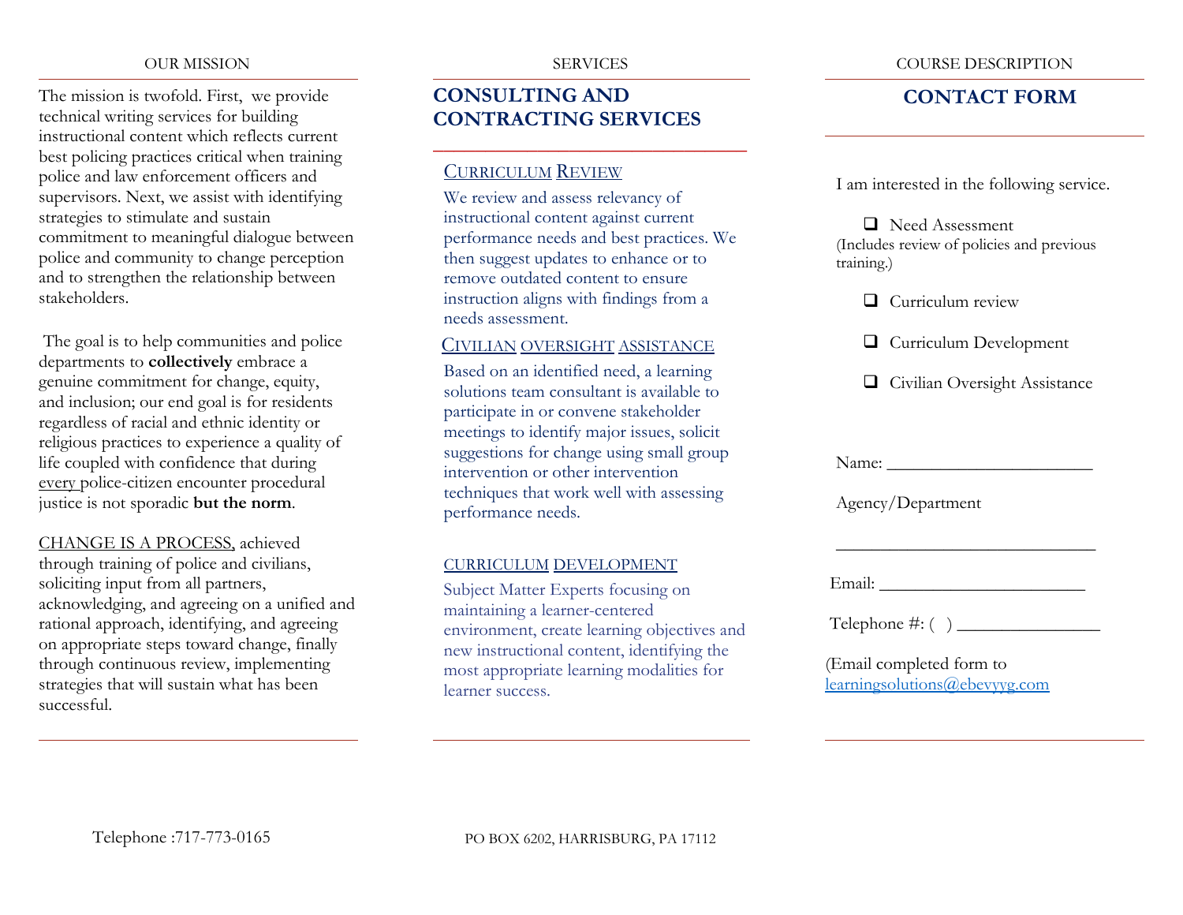OUR MISSION

The mission is twofold. First, we provide technical writing services for building instructional content which reflects current best policing practices critical when training police and law enforcement officers and supervisors. Next, we assist with identifying strategies to stimulate and sustain commitment to meaningful dialogue between police and community to change perception and to strengthen the relationship between stakeholders.

The goal is to help communities and police departments to **collectively** embrace a genuine commitment for change, equity, and inclusion; our end goal is for residents regardless of racial and ethnic identity or religious practices to experience a quality of life coupled with confidence that during every police-citizen encounter procedural justice is not sporadic **but the norm**.

CHANGE IS A PROCESS, achieved through training of police and civilians, soliciting input from all partners, acknowledging, and agreeing on a unified and rational approach, identifying, and agreeing on appropriate steps toward change, finally through continuous review, implementing strategies that will sustain what has been successful.

SERVICES

## CONSULTING AND CONTRACTING SERVICES

### CURRICULUM REVIEW

We review and assess relevancy of instructional content against current performance needs and best practices. We then suggest updates to enhance or to remove outdated content to ensure instruction aligns with findings from a needs assessment.

### CIVILIAN OVERSIGHT ASSISTANCE

Based on an identified need, a learning solutions team consultant is available to participate in or convene stakeholder meetings to identify major issues, solicit suggestions for change using small group intervention or other intervention techniques that work well with assessing performance needs.

### CURRICULUM DEVELOPMENT

Subject Matter Experts focusing on maintaining a learner-centered environment, create learning objectives and new instructional content, identifying the most appropriate learning modalities for learner success.

COURSE DESCRIPTION

## CONTACT FORM

I am interested in the following service.

- ☐ Need Assessment
(Includes review of policies and previous training.)
- ☐ Curriculum review
- ☐ Curriculum Development
- ☐ Civilian Oversight Assistance

Name: _______________________

Agency/Department

_____________________________

Email: _______________________

Telephone #: ( ) ________________

(Email completed form to learningsolutions@ebevyyg.com

Telephone :717-773-0165

PO BOX 6202, HARRISBURG, PA 17112